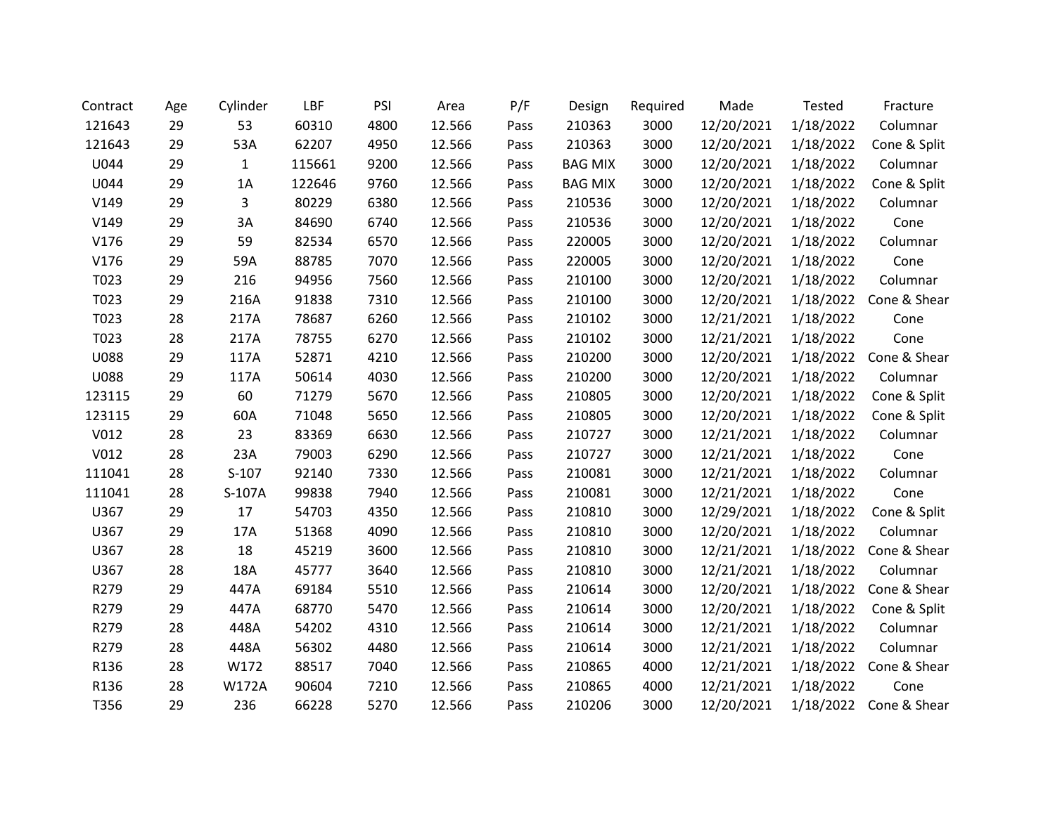| Contract | Age | Cylinder | LBF | PSI | Area | P/F | Design | Required | Made | Tested | Fracture |
|---|---|---|---|---|---|---|---|---|---|---|---|
| 121643 | 29 | 53 | 60310 | 4800 | 12.566 | Pass | 210363 | 3000 | 12/20/2021 | 1/18/2022 | Columnar |
| 121643 | 29 | 53A | 62207 | 4950 | 12.566 | Pass | 210363 | 3000 | 12/20/2021 | 1/18/2022 | Cone & Split |
| U044 | 29 | 1 | 115661 | 9200 | 12.566 | Pass | BAG MIX | 3000 | 12/20/2021 | 1/18/2022 | Columnar |
| U044 | 29 | 1A | 122646 | 9760 | 12.566 | Pass | BAG MIX | 3000 | 12/20/2021 | 1/18/2022 | Cone & Split |
| V149 | 29 | 3 | 80229 | 6380 | 12.566 | Pass | 210536 | 3000 | 12/20/2021 | 1/18/2022 | Columnar |
| V149 | 29 | 3A | 84690 | 6740 | 12.566 | Pass | 210536 | 3000 | 12/20/2021 | 1/18/2022 | Cone |
| V176 | 29 | 59 | 82534 | 6570 | 12.566 | Pass | 220005 | 3000 | 12/20/2021 | 1/18/2022 | Columnar |
| V176 | 29 | 59A | 88785 | 7070 | 12.566 | Pass | 220005 | 3000 | 12/20/2021 | 1/18/2022 | Cone |
| T023 | 29 | 216 | 94956 | 7560 | 12.566 | Pass | 210100 | 3000 | 12/20/2021 | 1/18/2022 | Columnar |
| T023 | 29 | 216A | 91838 | 7310 | 12.566 | Pass | 210100 | 3000 | 12/20/2021 | 1/18/2022 | Cone & Shear |
| T023 | 28 | 217A | 78687 | 6260 | 12.566 | Pass | 210102 | 3000 | 12/21/2021 | 1/18/2022 | Cone |
| T023 | 28 | 217A | 78755 | 6270 | 12.566 | Pass | 210102 | 3000 | 12/21/2021 | 1/18/2022 | Cone |
| U088 | 29 | 117A | 52871 | 4210 | 12.566 | Pass | 210200 | 3000 | 12/20/2021 | 1/18/2022 | Cone & Shear |
| U088 | 29 | 117A | 50614 | 4030 | 12.566 | Pass | 210200 | 3000 | 12/20/2021 | 1/18/2022 | Columnar |
| 123115 | 29 | 60 | 71279 | 5670 | 12.566 | Pass | 210805 | 3000 | 12/20/2021 | 1/18/2022 | Cone & Split |
| 123115 | 29 | 60A | 71048 | 5650 | 12.566 | Pass | 210805 | 3000 | 12/20/2021 | 1/18/2022 | Cone & Split |
| V012 | 28 | 23 | 83369 | 6630 | 12.566 | Pass | 210727 | 3000 | 12/21/2021 | 1/18/2022 | Columnar |
| V012 | 28 | 23A | 79003 | 6290 | 12.566 | Pass | 210727 | 3000 | 12/21/2021 | 1/18/2022 | Cone |
| 111041 | 28 | S-107 | 92140 | 7330 | 12.566 | Pass | 210081 | 3000 | 12/21/2021 | 1/18/2022 | Columnar |
| 111041 | 28 | S-107A | 99838 | 7940 | 12.566 | Pass | 210081 | 3000 | 12/21/2021 | 1/18/2022 | Cone |
| U367 | 29 | 17 | 54703 | 4350 | 12.566 | Pass | 210810 | 3000 | 12/29/2021 | 1/18/2022 | Cone & Split |
| U367 | 29 | 17A | 51368 | 4090 | 12.566 | Pass | 210810 | 3000 | 12/20/2021 | 1/18/2022 | Columnar |
| U367 | 28 | 18 | 45219 | 3600 | 12.566 | Pass | 210810 | 3000 | 12/21/2021 | 1/18/2022 | Cone & Shear |
| U367 | 28 | 18A | 45777 | 3640 | 12.566 | Pass | 210810 | 3000 | 12/21/2021 | 1/18/2022 | Columnar |
| R279 | 29 | 447A | 69184 | 5510 | 12.566 | Pass | 210614 | 3000 | 12/20/2021 | 1/18/2022 | Cone & Shear |
| R279 | 29 | 447A | 68770 | 5470 | 12.566 | Pass | 210614 | 3000 | 12/20/2021 | 1/18/2022 | Cone & Split |
| R279 | 28 | 448A | 54202 | 4310 | 12.566 | Pass | 210614 | 3000 | 12/21/2021 | 1/18/2022 | Columnar |
| R279 | 28 | 448A | 56302 | 4480 | 12.566 | Pass | 210614 | 3000 | 12/21/2021 | 1/18/2022 | Columnar |
| R136 | 28 | W172 | 88517 | 7040 | 12.566 | Pass | 210865 | 4000 | 12/21/2021 | 1/18/2022 | Cone & Shear |
| R136 | 28 | W172A | 90604 | 7210 | 12.566 | Pass | 210865 | 4000 | 12/21/2021 | 1/18/2022 | Cone |
| T356 | 29 | 236 | 66228 | 5270 | 12.566 | Pass | 210206 | 3000 | 12/20/2021 | 1/18/2022 | Cone & Shear |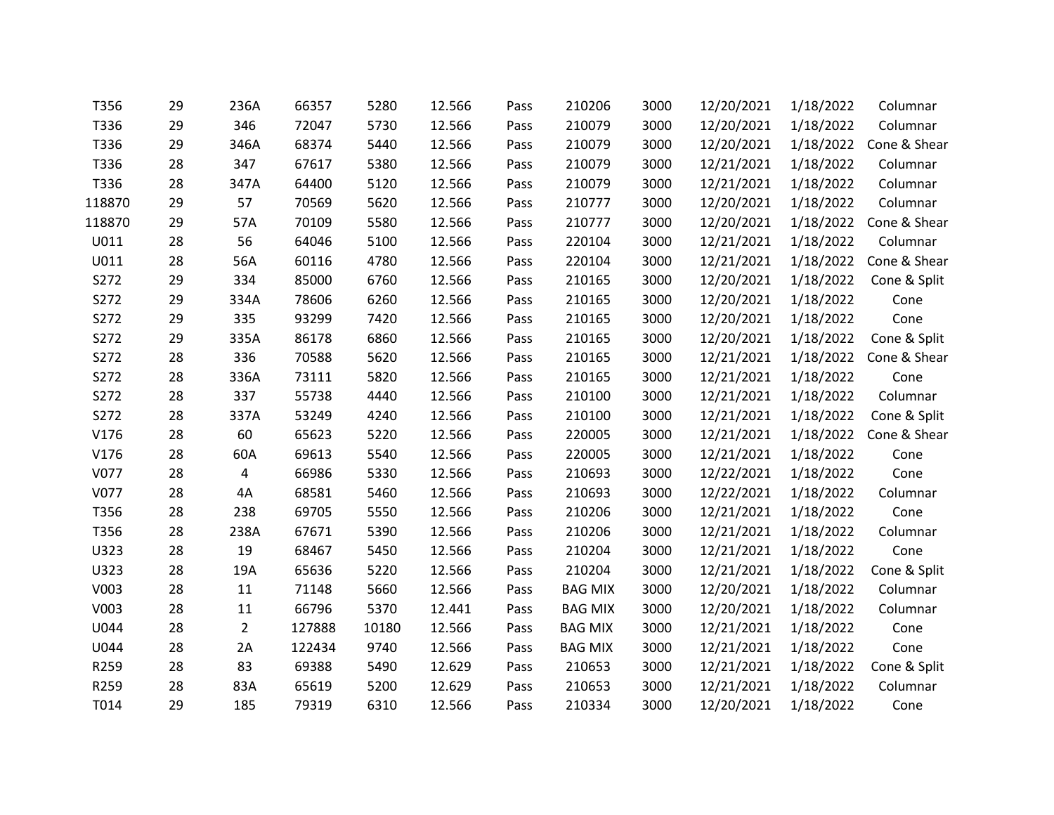| | | | | | | | | | | | |
|---|---|---|---|---|---|---|---|---|---|---|---|
| T356 | 29 | 236A | 66357 | 5280 | 12.566 | Pass | 210206 | 3000 | 12/20/2021 | 1/18/2022 | Columnar |
| T336 | 29 | 346 | 72047 | 5730 | 12.566 | Pass | 210079 | 3000 | 12/20/2021 | 1/18/2022 | Columnar |
| T336 | 29 | 346A | 68374 | 5440 | 12.566 | Pass | 210079 | 3000 | 12/20/2021 | 1/18/2022 | Cone & Shear |
| T336 | 28 | 347 | 67617 | 5380 | 12.566 | Pass | 210079 | 3000 | 12/21/2021 | 1/18/2022 | Columnar |
| T336 | 28 | 347A | 64400 | 5120 | 12.566 | Pass | 210079 | 3000 | 12/21/2021 | 1/18/2022 | Columnar |
| 118870 | 29 | 57 | 70569 | 5620 | 12.566 | Pass | 210777 | 3000 | 12/20/2021 | 1/18/2022 | Columnar |
| 118870 | 29 | 57A | 70109 | 5580 | 12.566 | Pass | 210777 | 3000 | 12/20/2021 | 1/18/2022 | Cone & Shear |
| U011 | 28 | 56 | 64046 | 5100 | 12.566 | Pass | 220104 | 3000 | 12/21/2021 | 1/18/2022 | Columnar |
| U011 | 28 | 56A | 60116 | 4780 | 12.566 | Pass | 220104 | 3000 | 12/21/2021 | 1/18/2022 | Cone & Shear |
| S272 | 29 | 334 | 85000 | 6760 | 12.566 | Pass | 210165 | 3000 | 12/20/2021 | 1/18/2022 | Cone & Split |
| S272 | 29 | 334A | 78606 | 6260 | 12.566 | Pass | 210165 | 3000 | 12/20/2021 | 1/18/2022 | Cone |
| S272 | 29 | 335 | 93299 | 7420 | 12.566 | Pass | 210165 | 3000 | 12/20/2021 | 1/18/2022 | Cone |
| S272 | 29 | 335A | 86178 | 6860 | 12.566 | Pass | 210165 | 3000 | 12/20/2021 | 1/18/2022 | Cone & Split |
| S272 | 28 | 336 | 70588 | 5620 | 12.566 | Pass | 210165 | 3000 | 12/21/2021 | 1/18/2022 | Cone & Shear |
| S272 | 28 | 336A | 73111 | 5820 | 12.566 | Pass | 210165 | 3000 | 12/21/2021 | 1/18/2022 | Cone |
| S272 | 28 | 337 | 55738 | 4440 | 12.566 | Pass | 210100 | 3000 | 12/21/2021 | 1/18/2022 | Columnar |
| S272 | 28 | 337A | 53249 | 4240 | 12.566 | Pass | 210100 | 3000 | 12/21/2021 | 1/18/2022 | Cone & Split |
| V176 | 28 | 60 | 65623 | 5220 | 12.566 | Pass | 220005 | 3000 | 12/21/2021 | 1/18/2022 | Cone & Shear |
| V176 | 28 | 60A | 69613 | 5540 | 12.566 | Pass | 220005 | 3000 | 12/21/2021 | 1/18/2022 | Cone |
| V077 | 28 | 4 | 66986 | 5330 | 12.566 | Pass | 210693 | 3000 | 12/22/2021 | 1/18/2022 | Cone |
| V077 | 28 | 4A | 68581 | 5460 | 12.566 | Pass | 210693 | 3000 | 12/22/2021 | 1/18/2022 | Columnar |
| T356 | 28 | 238 | 69705 | 5550 | 12.566 | Pass | 210206 | 3000 | 12/21/2021 | 1/18/2022 | Cone |
| T356 | 28 | 238A | 67671 | 5390 | 12.566 | Pass | 210206 | 3000 | 12/21/2021 | 1/18/2022 | Columnar |
| U323 | 28 | 19 | 68467 | 5450 | 12.566 | Pass | 210204 | 3000 | 12/21/2021 | 1/18/2022 | Cone |
| U323 | 28 | 19A | 65636 | 5220 | 12.566 | Pass | 210204 | 3000 | 12/21/2021 | 1/18/2022 | Cone & Split |
| V003 | 28 | 11 | 71148 | 5660 | 12.566 | Pass | BAG MIX | 3000 | 12/20/2021 | 1/18/2022 | Columnar |
| V003 | 28 | 11 | 66796 | 5370 | 12.441 | Pass | BAG MIX | 3000 | 12/20/2021 | 1/18/2022 | Columnar |
| U044 | 28 | 2 | 127888 | 10180 | 12.566 | Pass | BAG MIX | 3000 | 12/21/2021 | 1/18/2022 | Cone |
| U044 | 28 | 2A | 122434 | 9740 | 12.566 | Pass | BAG MIX | 3000 | 12/21/2021 | 1/18/2022 | Cone |
| R259 | 28 | 83 | 69388 | 5490 | 12.629 | Pass | 210653 | 3000 | 12/21/2021 | 1/18/2022 | Cone & Split |
| R259 | 28 | 83A | 65619 | 5200 | 12.629 | Pass | 210653 | 3000 | 12/21/2021 | 1/18/2022 | Columnar |
| T014 | 29 | 185 | 79319 | 6310 | 12.566 | Pass | 210334 | 3000 | 12/20/2021 | 1/18/2022 | Cone |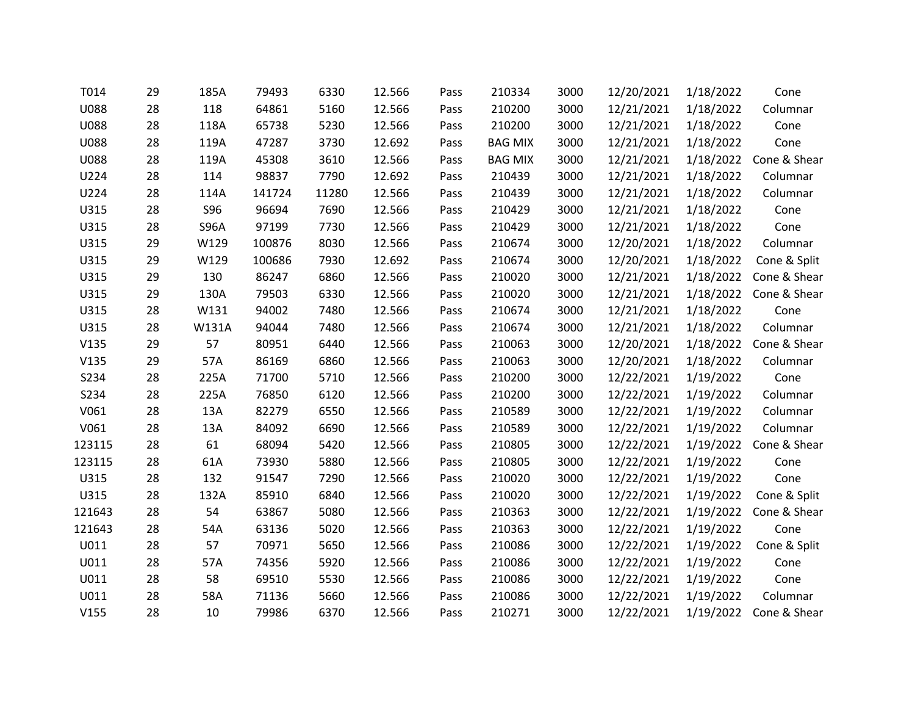| | | | | | | | | | | | |
|---|---|---|---|---|---|---|---|---|---|---|---|
| T014 | 29 | 185A | 79493 | 6330 | 12.566 | Pass | 210334 | 3000 | 12/20/2021 | 1/18/2022 | Cone |
| U088 | 28 | 118 | 64861 | 5160 | 12.566 | Pass | 210200 | 3000 | 12/21/2021 | 1/18/2022 | Columnar |
| U088 | 28 | 118A | 65738 | 5230 | 12.566 | Pass | 210200 | 3000 | 12/21/2021 | 1/18/2022 | Cone |
| U088 | 28 | 119A | 47287 | 3730 | 12.692 | Pass | BAG MIX | 3000 | 12/21/2021 | 1/18/2022 | Cone |
| U088 | 28 | 119A | 45308 | 3610 | 12.566 | Pass | BAG MIX | 3000 | 12/21/2021 | 1/18/2022 | Cone & Shear |
| U224 | 28 | 114 | 98837 | 7790 | 12.692 | Pass | 210439 | 3000 | 12/21/2021 | 1/18/2022 | Columnar |
| U224 | 28 | 114A | 141724 | 11280 | 12.566 | Pass | 210439 | 3000 | 12/21/2021 | 1/18/2022 | Columnar |
| U315 | 28 | S96 | 96694 | 7690 | 12.566 | Pass | 210429 | 3000 | 12/21/2021 | 1/18/2022 | Cone |
| U315 | 28 | S96A | 97199 | 7730 | 12.566 | Pass | 210429 | 3000 | 12/21/2021 | 1/18/2022 | Cone |
| U315 | 29 | W129 | 100876 | 8030 | 12.566 | Pass | 210674 | 3000 | 12/20/2021 | 1/18/2022 | Columnar |
| U315 | 29 | W129 | 100686 | 7930 | 12.692 | Pass | 210674 | 3000 | 12/20/2021 | 1/18/2022 | Cone & Split |
| U315 | 29 | 130 | 86247 | 6860 | 12.566 | Pass | 210020 | 3000 | 12/21/2021 | 1/18/2022 | Cone & Shear |
| U315 | 29 | 130A | 79503 | 6330 | 12.566 | Pass | 210020 | 3000 | 12/21/2021 | 1/18/2022 | Cone & Shear |
| U315 | 28 | W131 | 94002 | 7480 | 12.566 | Pass | 210674 | 3000 | 12/21/2021 | 1/18/2022 | Cone |
| U315 | 28 | W131A | 94044 | 7480 | 12.566 | Pass | 210674 | 3000 | 12/21/2021 | 1/18/2022 | Columnar |
| V135 | 29 | 57 | 80951 | 6440 | 12.566 | Pass | 210063 | 3000 | 12/20/2021 | 1/18/2022 | Cone & Shear |
| V135 | 29 | 57A | 86169 | 6860 | 12.566 | Pass | 210063 | 3000 | 12/20/2021 | 1/18/2022 | Columnar |
| S234 | 28 | 225A | 71700 | 5710 | 12.566 | Pass | 210200 | 3000 | 12/22/2021 | 1/19/2022 | Cone |
| S234 | 28 | 225A | 76850 | 6120 | 12.566 | Pass | 210200 | 3000 | 12/22/2021 | 1/19/2022 | Columnar |
| V061 | 28 | 13A | 82279 | 6550 | 12.566 | Pass | 210589 | 3000 | 12/22/2021 | 1/19/2022 | Columnar |
| V061 | 28 | 13A | 84092 | 6690 | 12.566 | Pass | 210589 | 3000 | 12/22/2021 | 1/19/2022 | Columnar |
| 123115 | 28 | 61 | 68094 | 5420 | 12.566 | Pass | 210805 | 3000 | 12/22/2021 | 1/19/2022 | Cone & Shear |
| 123115 | 28 | 61A | 73930 | 5880 | 12.566 | Pass | 210805 | 3000 | 12/22/2021 | 1/19/2022 | Cone |
| U315 | 28 | 132 | 91547 | 7290 | 12.566 | Pass | 210020 | 3000 | 12/22/2021 | 1/19/2022 | Cone |
| U315 | 28 | 132A | 85910 | 6840 | 12.566 | Pass | 210020 | 3000 | 12/22/2021 | 1/19/2022 | Cone & Split |
| 121643 | 28 | 54 | 63867 | 5080 | 12.566 | Pass | 210363 | 3000 | 12/22/2021 | 1/19/2022 | Cone & Shear |
| 121643 | 28 | 54A | 63136 | 5020 | 12.566 | Pass | 210363 | 3000 | 12/22/2021 | 1/19/2022 | Cone |
| U011 | 28 | 57 | 70971 | 5650 | 12.566 | Pass | 210086 | 3000 | 12/22/2021 | 1/19/2022 | Cone & Split |
| U011 | 28 | 57A | 74356 | 5920 | 12.566 | Pass | 210086 | 3000 | 12/22/2021 | 1/19/2022 | Cone |
| U011 | 28 | 58 | 69510 | 5530 | 12.566 | Pass | 210086 | 3000 | 12/22/2021 | 1/19/2022 | Cone |
| U011 | 28 | 58A | 71136 | 5660 | 12.566 | Pass | 210086 | 3000 | 12/22/2021 | 1/19/2022 | Columnar |
| V155 | 28 | 10 | 79986 | 6370 | 12.566 | Pass | 210271 | 3000 | 12/22/2021 | 1/19/2022 | Cone & Shear |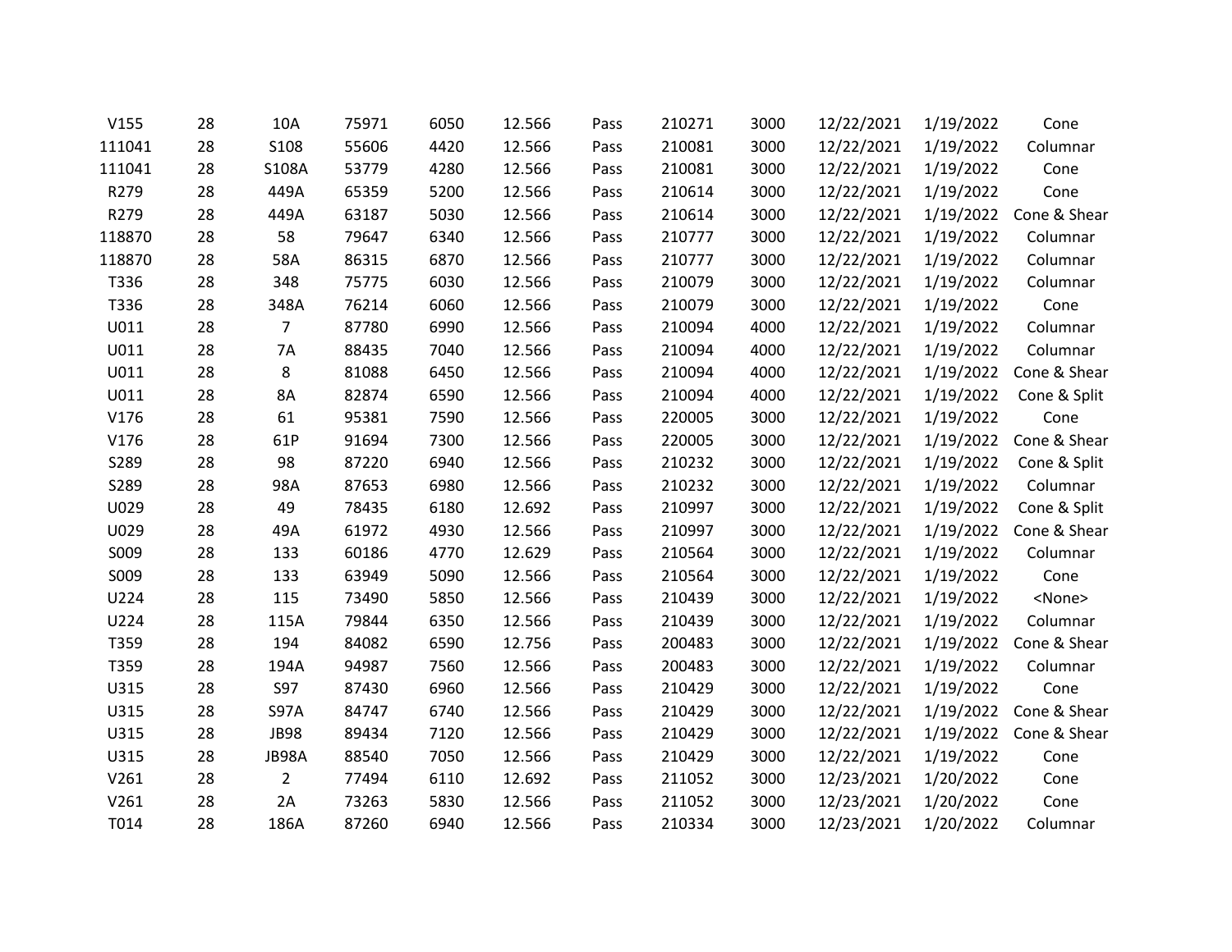| | | | | | | | | | | | |
|---|---|---|---|---|---|---|---|---|---|---|---|
| V155 | 28 | 10A | 75971 | 6050 | 12.566 | Pass | 210271 | 3000 | 12/22/2021 | 1/19/2022 | Cone |
| 111041 | 28 | S108 | 55606 | 4420 | 12.566 | Pass | 210081 | 3000 | 12/22/2021 | 1/19/2022 | Columnar |
| 111041 | 28 | S108A | 53779 | 4280 | 12.566 | Pass | 210081 | 3000 | 12/22/2021 | 1/19/2022 | Cone |
| R279 | 28 | 449A | 65359 | 5200 | 12.566 | Pass | 210614 | 3000 | 12/22/2021 | 1/19/2022 | Cone |
| R279 | 28 | 449A | 63187 | 5030 | 12.566 | Pass | 210614 | 3000 | 12/22/2021 | 1/19/2022 | Cone & Shear |
| 118870 | 28 | 58 | 79647 | 6340 | 12.566 | Pass | 210777 | 3000 | 12/22/2021 | 1/19/2022 | Columnar |
| 118870 | 28 | 58A | 86315 | 6870 | 12.566 | Pass | 210777 | 3000 | 12/22/2021 | 1/19/2022 | Columnar |
| T336 | 28 | 348 | 75775 | 6030 | 12.566 | Pass | 210079 | 3000 | 12/22/2021 | 1/19/2022 | Columnar |
| T336 | 28 | 348A | 76214 | 6060 | 12.566 | Pass | 210079 | 3000 | 12/22/2021 | 1/19/2022 | Cone |
| U011 | 28 | 7 | 87780 | 6990 | 12.566 | Pass | 210094 | 4000 | 12/22/2021 | 1/19/2022 | Columnar |
| U011 | 28 | 7A | 88435 | 7040 | 12.566 | Pass | 210094 | 4000 | 12/22/2021 | 1/19/2022 | Columnar |
| U011 | 28 | 8 | 81088 | 6450 | 12.566 | Pass | 210094 | 4000 | 12/22/2021 | 1/19/2022 | Cone & Shear |
| U011 | 28 | 8A | 82874 | 6590 | 12.566 | Pass | 210094 | 4000 | 12/22/2021 | 1/19/2022 | Cone & Split |
| V176 | 28 | 61 | 95381 | 7590 | 12.566 | Pass | 220005 | 3000 | 12/22/2021 | 1/19/2022 | Cone |
| V176 | 28 | 61P | 91694 | 7300 | 12.566 | Pass | 220005 | 3000 | 12/22/2021 | 1/19/2022 | Cone & Shear |
| S289 | 28 | 98 | 87220 | 6940 | 12.566 | Pass | 210232 | 3000 | 12/22/2021 | 1/19/2022 | Cone & Split |
| S289 | 28 | 98A | 87653 | 6980 | 12.566 | Pass | 210232 | 3000 | 12/22/2021 | 1/19/2022 | Columnar |
| U029 | 28 | 49 | 78435 | 6180 | 12.692 | Pass | 210997 | 3000 | 12/22/2021 | 1/19/2022 | Cone & Split |
| U029 | 28 | 49A | 61972 | 4930 | 12.566 | Pass | 210997 | 3000 | 12/22/2021 | 1/19/2022 | Cone & Shear |
| S009 | 28 | 133 | 60186 | 4770 | 12.629 | Pass | 210564 | 3000 | 12/22/2021 | 1/19/2022 | Columnar |
| S009 | 28 | 133 | 63949 | 5090 | 12.566 | Pass | 210564 | 3000 | 12/22/2021 | 1/19/2022 | Cone |
| U224 | 28 | 115 | 73490 | 5850 | 12.566 | Pass | 210439 | 3000 | 12/22/2021 | 1/19/2022 | <None> |
| U224 | 28 | 115A | 79844 | 6350 | 12.566 | Pass | 210439 | 3000 | 12/22/2021 | 1/19/2022 | Columnar |
| T359 | 28 | 194 | 84082 | 6590 | 12.756 | Pass | 200483 | 3000 | 12/22/2021 | 1/19/2022 | Cone & Shear |
| T359 | 28 | 194A | 94987 | 7560 | 12.566 | Pass | 200483 | 3000 | 12/22/2021 | 1/19/2022 | Columnar |
| U315 | 28 | S97 | 87430 | 6960 | 12.566 | Pass | 210429 | 3000 | 12/22/2021 | 1/19/2022 | Cone |
| U315 | 28 | S97A | 84747 | 6740 | 12.566 | Pass | 210429 | 3000 | 12/22/2021 | 1/19/2022 | Cone & Shear |
| U315 | 28 | JB98 | 89434 | 7120 | 12.566 | Pass | 210429 | 3000 | 12/22/2021 | 1/19/2022 | Cone & Shear |
| U315 | 28 | JB98A | 88540 | 7050 | 12.566 | Pass | 210429 | 3000 | 12/22/2021 | 1/19/2022 | Cone |
| V261 | 28 | 2 | 77494 | 6110 | 12.692 | Pass | 211052 | 3000 | 12/23/2021 | 1/20/2022 | Cone |
| V261 | 28 | 2A | 73263 | 5830 | 12.566 | Pass | 211052 | 3000 | 12/23/2021 | 1/20/2022 | Cone |
| T014 | 28 | 186A | 87260 | 6940 | 12.566 | Pass | 210334 | 3000 | 12/23/2021 | 1/20/2022 | Columnar |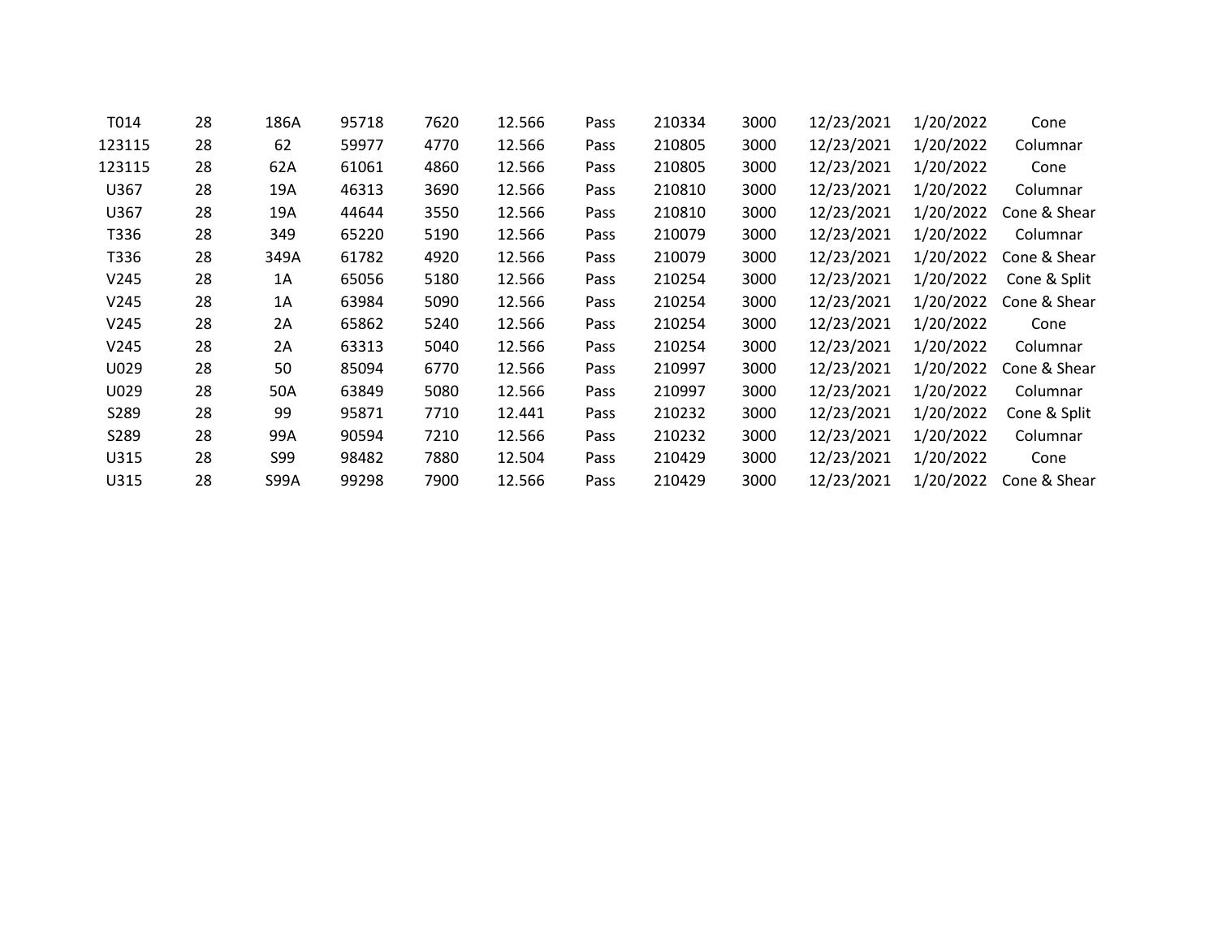| | | | | | | | | | | | |
|---|---|---|---|---|---|---|---|---|---|---|---|
| T014 | 28 | 186A | 95718 | 7620 | 12.566 | Pass | 210334 | 3000 | 12/23/2021 | 1/20/2022 | Cone |
| 123115 | 28 | 62 | 59977 | 4770 | 12.566 | Pass | 210805 | 3000 | 12/23/2021 | 1/20/2022 | Columnar |
| 123115 | 28 | 62A | 61061 | 4860 | 12.566 | Pass | 210805 | 3000 | 12/23/2021 | 1/20/2022 | Cone |
| U367 | 28 | 19A | 46313 | 3690 | 12.566 | Pass | 210810 | 3000 | 12/23/2021 | 1/20/2022 | Columnar |
| U367 | 28 | 19A | 44644 | 3550 | 12.566 | Pass | 210810 | 3000 | 12/23/2021 | 1/20/2022 | Cone & Shear |
| T336 | 28 | 349 | 65220 | 5190 | 12.566 | Pass | 210079 | 3000 | 12/23/2021 | 1/20/2022 | Columnar |
| T336 | 28 | 349A | 61782 | 4920 | 12.566 | Pass | 210079 | 3000 | 12/23/2021 | 1/20/2022 | Cone & Shear |
| V245 | 28 | 1A | 65056 | 5180 | 12.566 | Pass | 210254 | 3000 | 12/23/2021 | 1/20/2022 | Cone & Split |
| V245 | 28 | 1A | 63984 | 5090 | 12.566 | Pass | 210254 | 3000 | 12/23/2021 | 1/20/2022 | Cone & Shear |
| V245 | 28 | 2A | 65862 | 5240 | 12.566 | Pass | 210254 | 3000 | 12/23/2021 | 1/20/2022 | Cone |
| V245 | 28 | 2A | 63313 | 5040 | 12.566 | Pass | 210254 | 3000 | 12/23/2021 | 1/20/2022 | Columnar |
| U029 | 28 | 50 | 85094 | 6770 | 12.566 | Pass | 210997 | 3000 | 12/23/2021 | 1/20/2022 | Cone & Shear |
| U029 | 28 | 50A | 63849 | 5080 | 12.566 | Pass | 210997 | 3000 | 12/23/2021 | 1/20/2022 | Columnar |
| S289 | 28 | 99 | 95871 | 7710 | 12.441 | Pass | 210232 | 3000 | 12/23/2021 | 1/20/2022 | Cone & Split |
| S289 | 28 | 99A | 90594 | 7210 | 12.566 | Pass | 210232 | 3000 | 12/23/2021 | 1/20/2022 | Columnar |
| U315 | 28 | S99 | 98482 | 7880 | 12.504 | Pass | 210429 | 3000 | 12/23/2021 | 1/20/2022 | Cone |
| U315 | 28 | S99A | 99298 | 7900 | 12.566 | Pass | 210429 | 3000 | 12/23/2021 | 1/20/2022 | Cone & Shear |